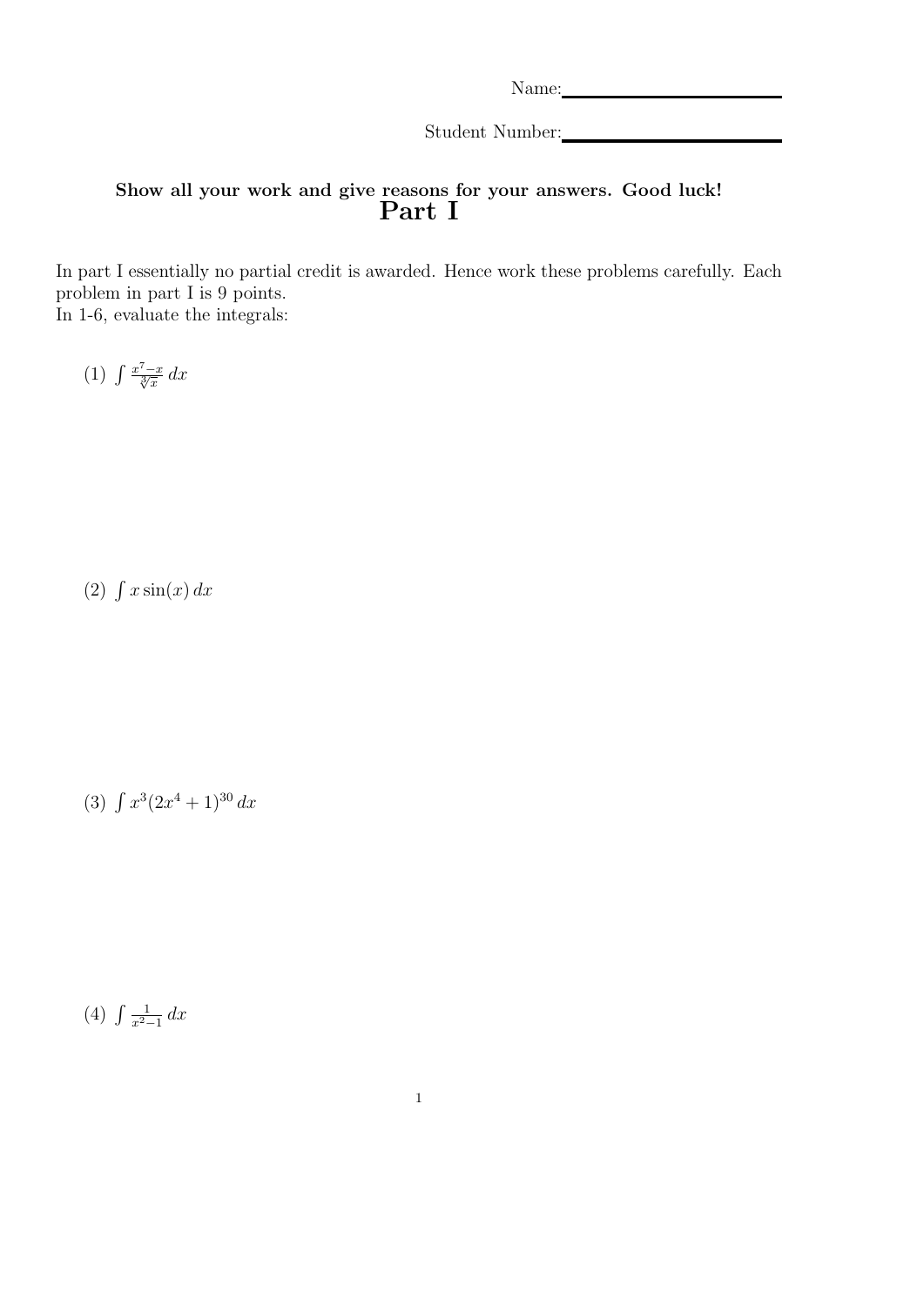Name:\_\_\_\_\_\_\_\_\_\_\_\_\_\_\_\_\_\_\_\_\_\_\_\_

Student Number:\_\_\_\_\_\_\_\_\_\_\_\_\_\_\_\_\_\_\_\_\_\_\_\_

**Show all your work and give reasons for your answers. Good luck!**

# Part I

In part I essentially no partial credit is awarded. Hence work these problems carefully. Each problem in part I is 9 points.
In 1-6, evaluate the integrals:

(1) $\int \frac{x^7 - x}{\sqrt[3]{x}}\, dx$

(2) $\int x \sin(x)\, dx$

(3) $\int x^3(2x^4 + 1)^{30}\, dx$

(4) $\int \frac{1}{x^2 - 1}\, dx$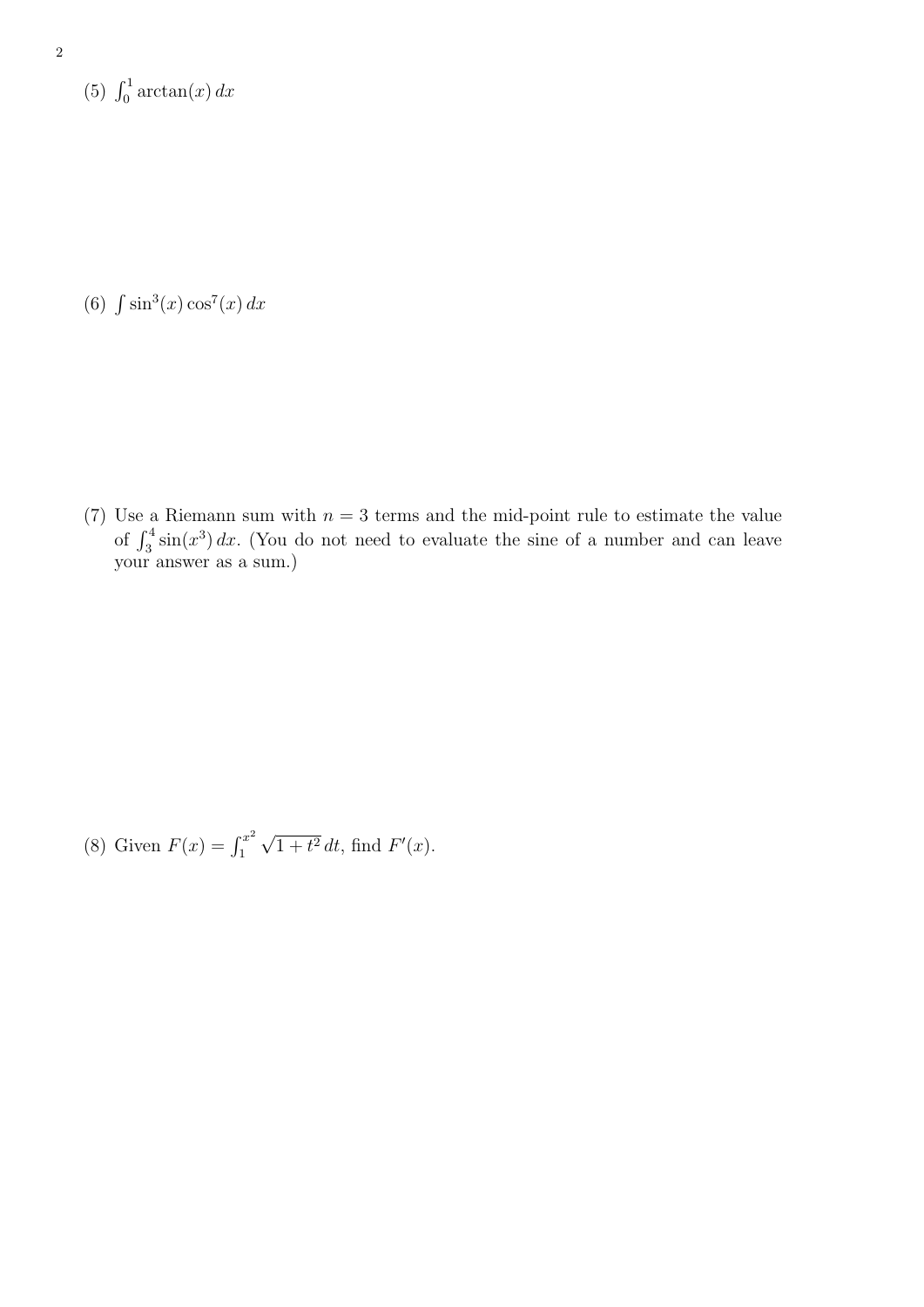(5) $\int_0^1 \arctan(x)\, dx$

(6) $\int \sin^3(x)\cos^7(x)\, dx$

(7) Use a Riemann sum with $n = 3$ terms and the mid-point rule to estimate the value of $\int_3^4 \sin(x^3)\, dx$. (You do not need to evaluate the sine of a number and can leave your answer as a sum.)

(8) Given $F(x) = \int_1^{x^2} \sqrt{1+t^2}\, dt$, find $F'(x)$.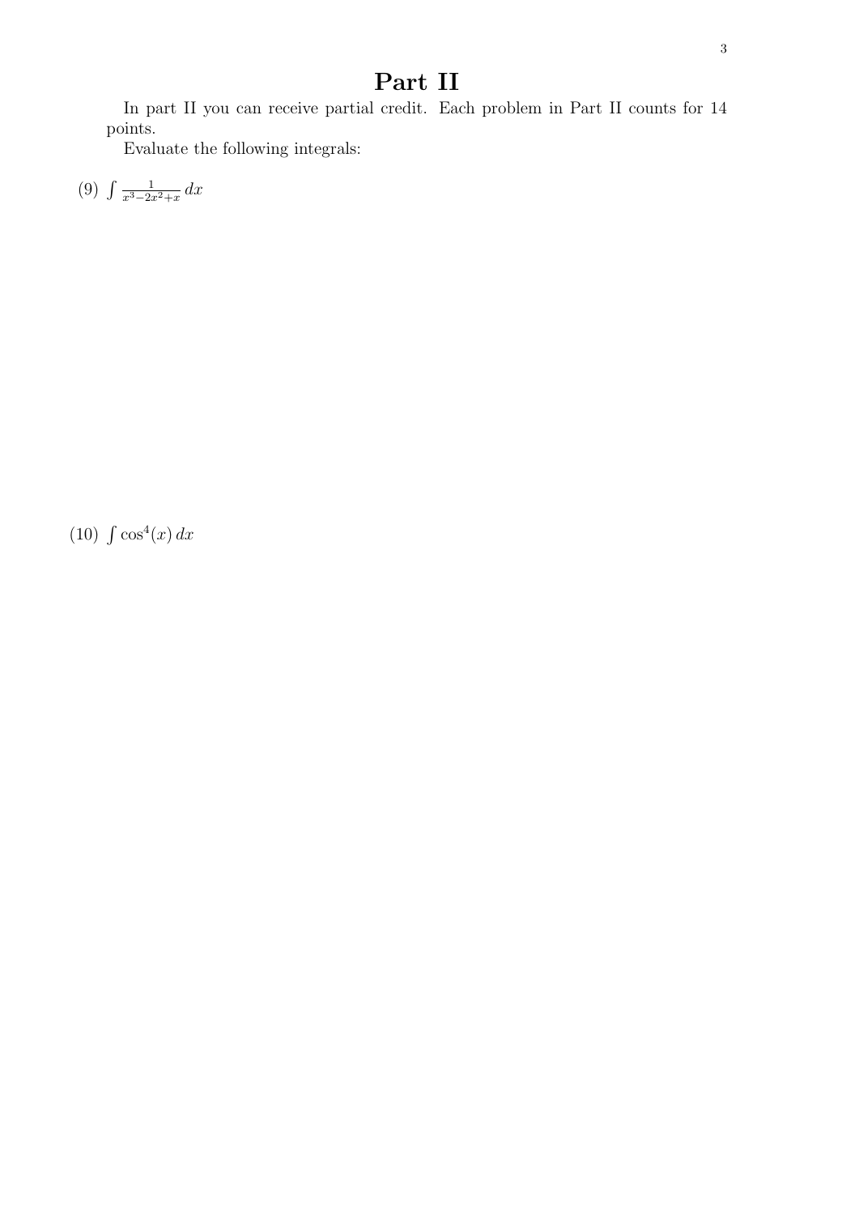# Part II

In part II you can receive partial credit. Each problem in Part II counts for 14 points.

Evaluate the following integrals:

(9) $\int \frac{1}{x^3 - 2x^2 + x} \, dx$

(10) $\int \cos^4(x) \, dx$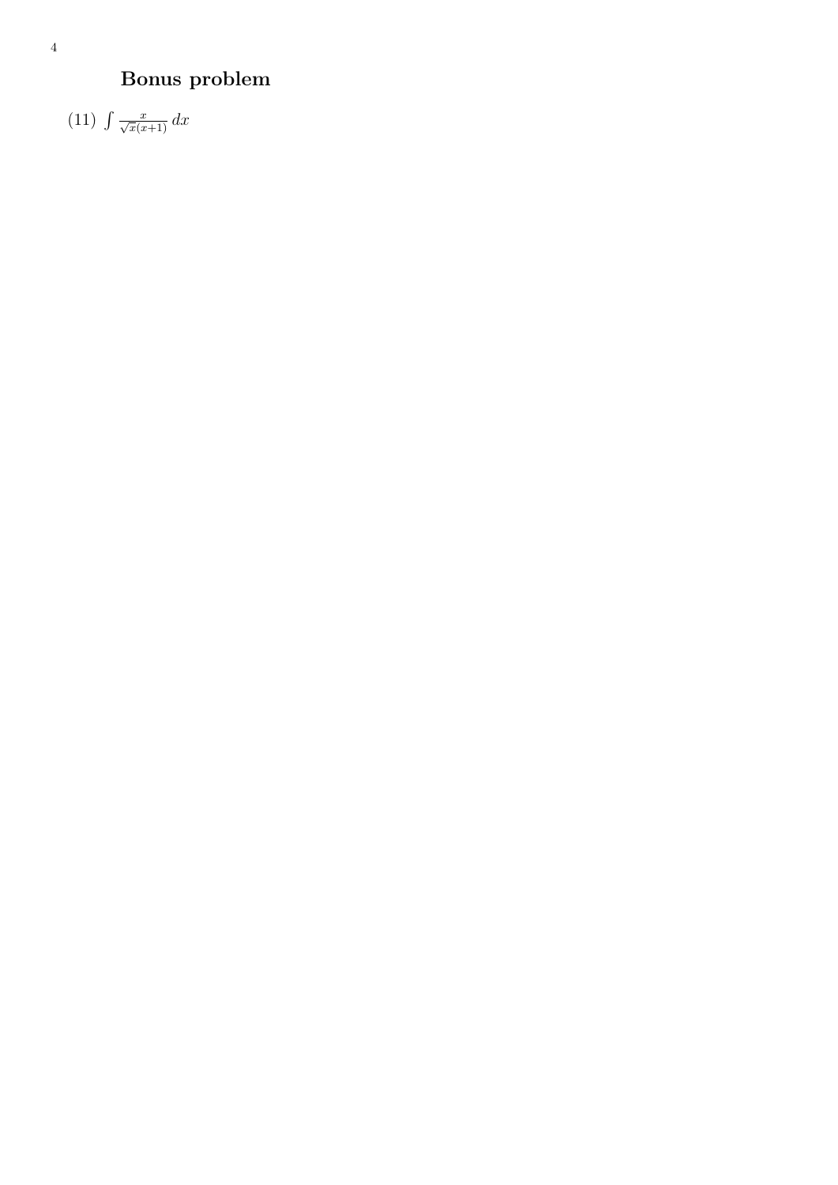## Bonus problem

(11) $\int \frac{x}{\sqrt{x}(x+1)}\,dx$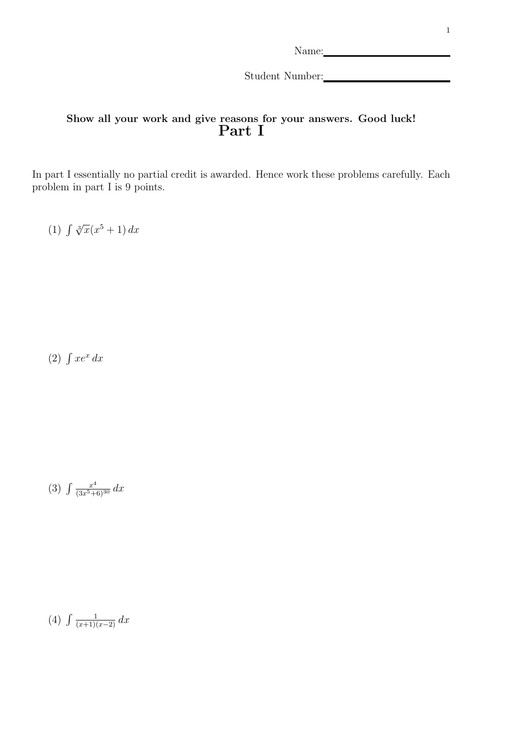Name: \_\_\_\_\_\_\_\_\_\_\_\_\_\_\_\_\_\_\_\_

Student Number: \_\_\_\_\_\_\_\_\_\_\_\_\_\_\_\_\_\_\_\_

**Show all your work and give reasons for your answers. Good luck!**

# Part I

In part I essentially no partial credit is awarded. Hence work these problems carefully. Each problem in part I is 9 points.

(1) $\int \sqrt[3]{x}(x^5+1)\,dx$

(2) $\int xe^x\,dx$

(3) $\int \frac{x^4}{(3x^5+6)^{30}}\,dx$

(4) $\int \frac{1}{(x+1)(x-2)}\,dx$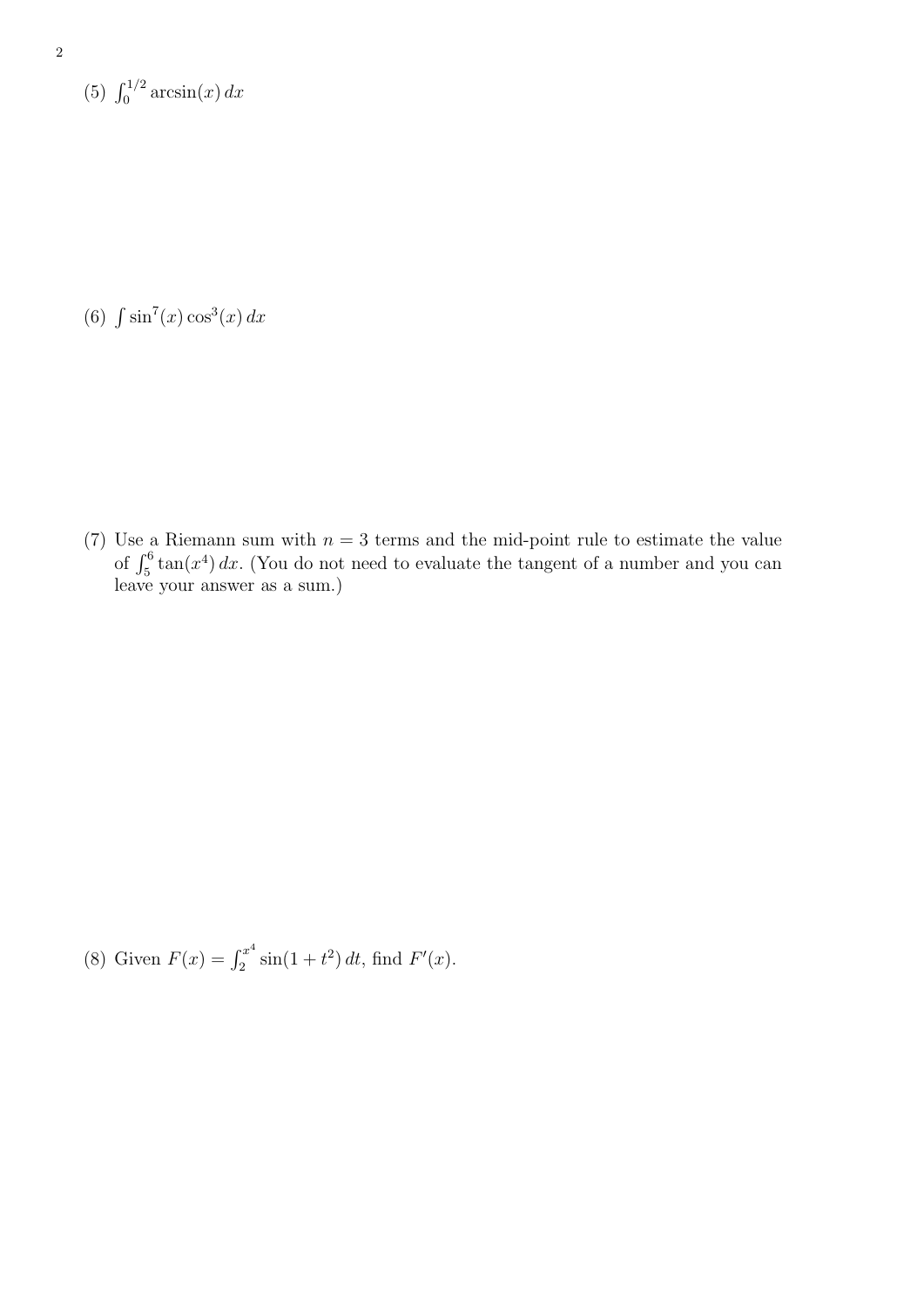(5) $\int_0^{1/2} \arcsin(x)\,dx$

(6) $\int \sin^7(x)\cos^3(x)\,dx$

(7) Use a Riemann sum with $n = 3$ terms and the mid-point rule to estimate the value of $\int_5^6 \tan(x^4)\,dx$. (You do not need to evaluate the tangent of a number and you can leave your answer as a sum.)

(8) Given $F(x) = \int_2^{x^4} \sin(1 + t^2)\,dt$, find $F'(x)$.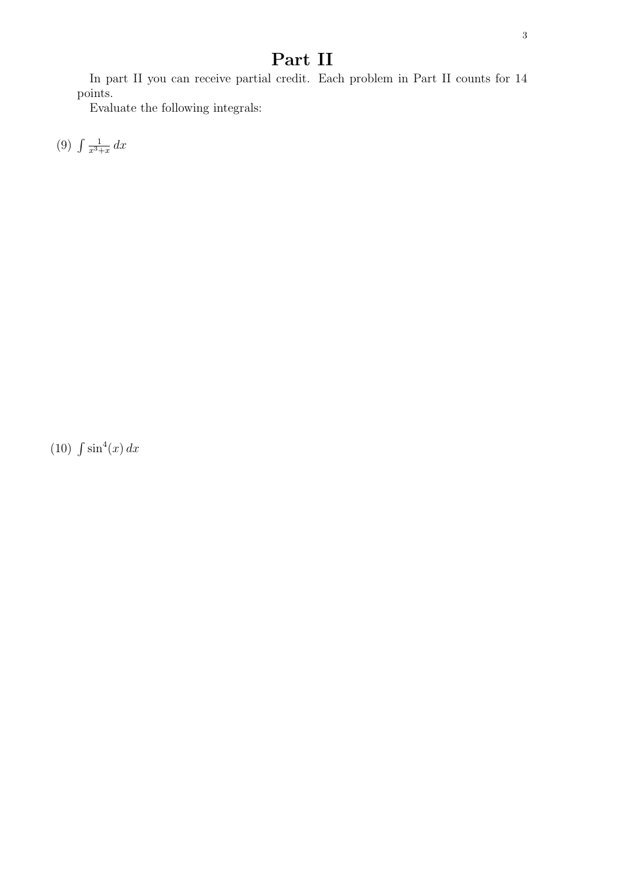# Part II

In part II you can receive partial credit. Each problem in Part II counts for 14 points.

Evaluate the following integrals:

(9) $\int \frac{1}{x^3+x}\,dx$

(10) $\int \sin^4(x)\,dx$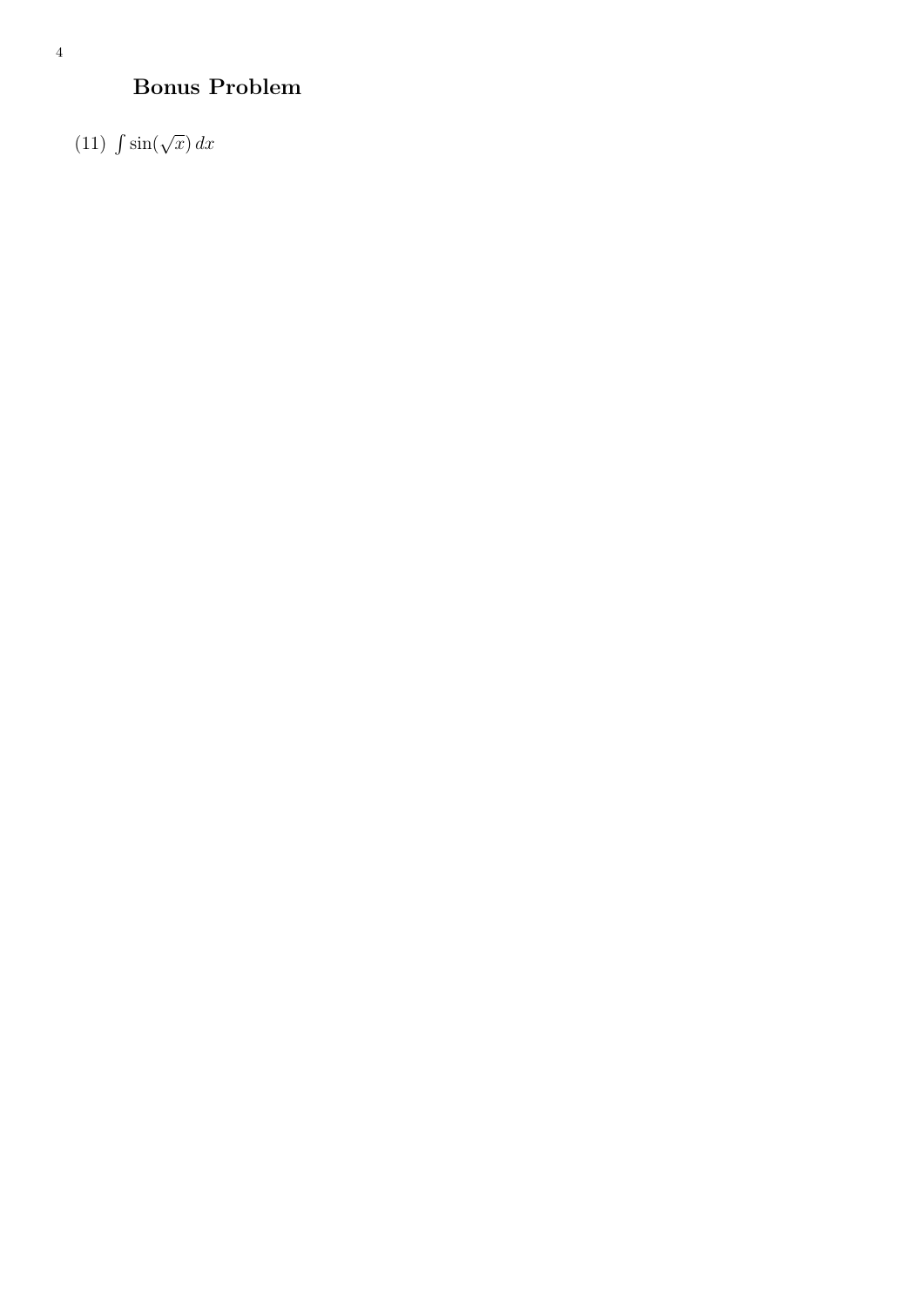## Bonus Problem

(11) $\int \sin(\sqrt{x})\, dx$